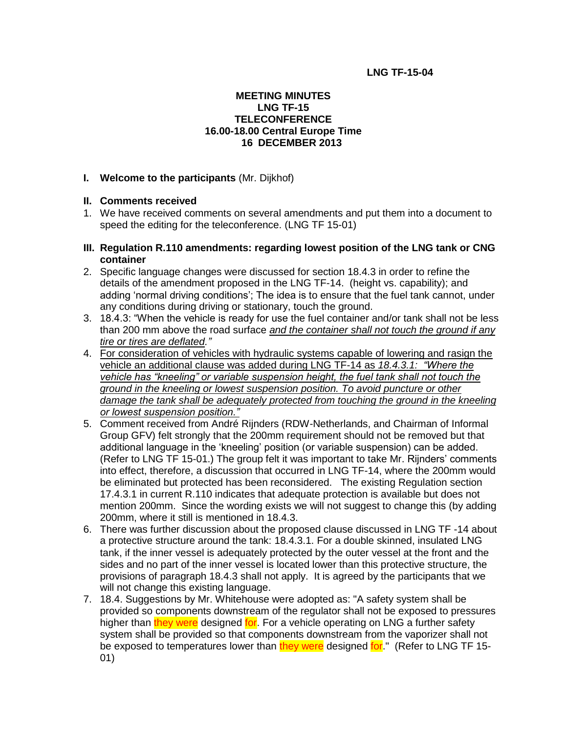**LNG TF-15-04**

**MEETING MINUTES**
**LNG TF-15**
**TELECONFERENCE**
**16.00-18.00 Central Europe Time**
**16 DECEMBER 2013**

**I. Welcome to the participants** (Mr. Dijkhof)

**II. Comments received**

1. We have received comments on several amendments and put them into a document to speed the editing for the teleconference. (LNG TF 15-01)

**III. Regulation R.110 amendments: regarding lowest position of the LNG tank or CNG container**

2. Specific language changes were discussed for section 18.4.3 in order to refine the details of the amendment proposed in the LNG TF-14. (height vs. capability); and adding 'normal driving conditions'; The idea is to ensure that the fuel tank cannot, under any conditions during driving or stationary, touch the ground.
3. 18.4.3: "When the vehicle is ready for use the fuel container and/or tank shall not be less than 200 mm above the road surface <u>*and the container shall not touch the ground if any tire or tires are deflated."*</u>
4. <u>For consideration of vehicles with hydraulic systems capable of lowering and rasign the vehicle an additional clause was added during LNG TF-14 as *18.4.3.1: "Where the vehicle has "kneeling" or variable suspension height, the fuel tank shall not touch the ground in the kneeling or lowest suspension position. To avoid puncture or other damage the tank shall be adequately protected from touching the ground in the kneeling or lowest suspension position."*</u>
5. Comment received from André Rijnders (RDW-Netherlands, and Chairman of Informal Group GFV) felt strongly that the 200mm requirement should not be removed but that additional language in the 'kneeling' position (or variable suspension) can be added. (Refer to LNG TF 15-01.) The group felt it was important to take Mr. Rijnders' comments into effect, therefore, a discussion that occurred in LNG TF-14, where the 200mm would be eliminated but protected has been reconsidered. The existing Regulation section 17.4.3.1 in current R.110 indicates that adequate protection is available but does not mention 200mm. Since the wording exists we will not suggest to change this (by adding 200mm, where it still is mentioned in 18.4.3.
6. There was further discussion about the proposed clause discussed in LNG TF -14 about a protective structure around the tank: 18.4.3.1. For a double skinned, insulated LNG tank, if the inner vessel is adequately protected by the outer vessel at the front and the sides and no part of the inner vessel is located lower than this protective structure, the provisions of paragraph 18.4.3 shall not apply. It is agreed by the participants that we will not change this existing language.
7. 18.4. Suggestions by Mr. Whitehouse were adopted as: "A safety system shall be provided so components downstream of the regulator shall not be exposed to pressures higher than they were designed for. For a vehicle operating on LNG a further safety system shall be provided so that components downstream from the vaporizer shall not be exposed to temperatures lower than they were designed for." (Refer to LNG TF 15-01)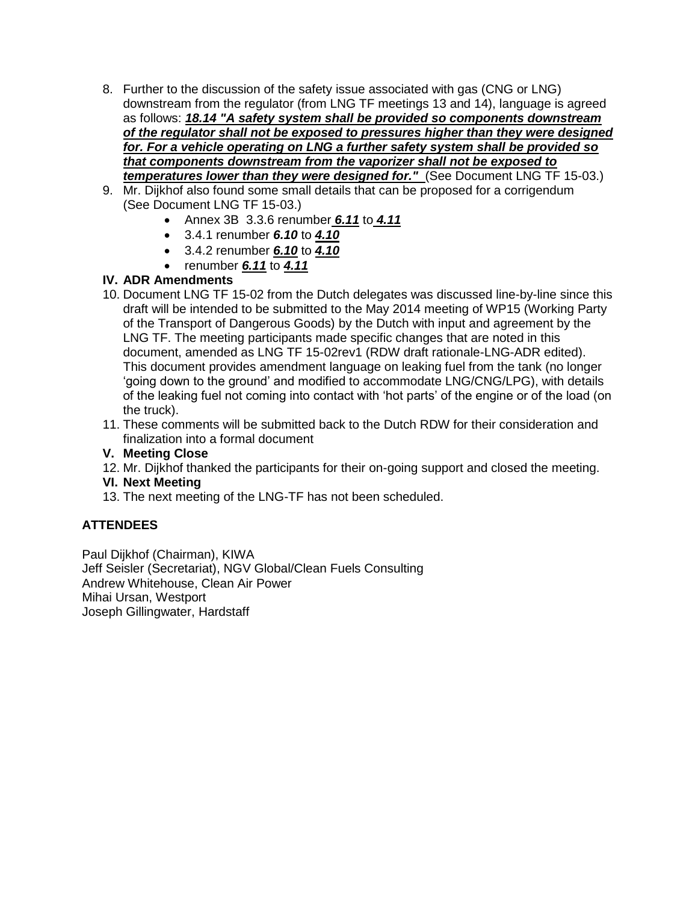8. Further to the discussion of the safety issue associated with gas (CNG or LNG) downstream from the regulator (from LNG TF meetings 13 and 14), language is agreed as follows: ***18.14 "A safety system shall be provided so components downstream of the regulator shall not be exposed to pressures higher than they were designed for. For a vehicle operating on LNG a further safety system shall be provided so that components downstream from the vaporizer shall not be exposed to temperatures lower than they were designed for."*** (See Document LNG TF 15-03.)
9. Mr. Dijkhof also found some small details that can be proposed for a corrigendum (See Document LNG TF 15-03.)
   - Annex 3B 3.3.6 renumber ***6.11*** to ***4.11***
   - 3.4.1 renumber ***6.10*** to ***4.10***
   - 3.4.2 renumber ***6.10*** to ***4.10***
   - renumber ***6.11*** to ***4.11***

**IV. ADR Amendments**

10. Document LNG TF 15-02 from the Dutch delegates was discussed line-by-line since this draft will be intended to be submitted to the May 2014 meeting of WP15 (Working Party of the Transport of Dangerous Goods) by the Dutch with input and agreement by the LNG TF. The meeting participants made specific changes that are noted in this document, amended as LNG TF 15-02rev1 (RDW draft rationale-LNG-ADR edited). This document provides amendment language on leaking fuel from the tank (no longer 'going down to the ground' and modified to accommodate LNG/CNG/LPG), with details of the leaking fuel not coming into contact with 'hot parts' of the engine or of the load (on the truck).
11. These comments will be submitted back to the Dutch RDW for their consideration and finalization into a formal document

**V. Meeting Close**

12. Mr. Dijkhof thanked the participants for their on-going support and closed the meeting.

**VI. Next Meeting**

13. The next meeting of the LNG-TF has not been scheduled.

## ATTENDEES

Paul Dijkhof (Chairman), KIWA
Jeff Seisler (Secretariat), NGV Global/Clean Fuels Consulting
Andrew Whitehouse, Clean Air Power
Mihai Ursan, Westport
Joseph Gillingwater, Hardstaff